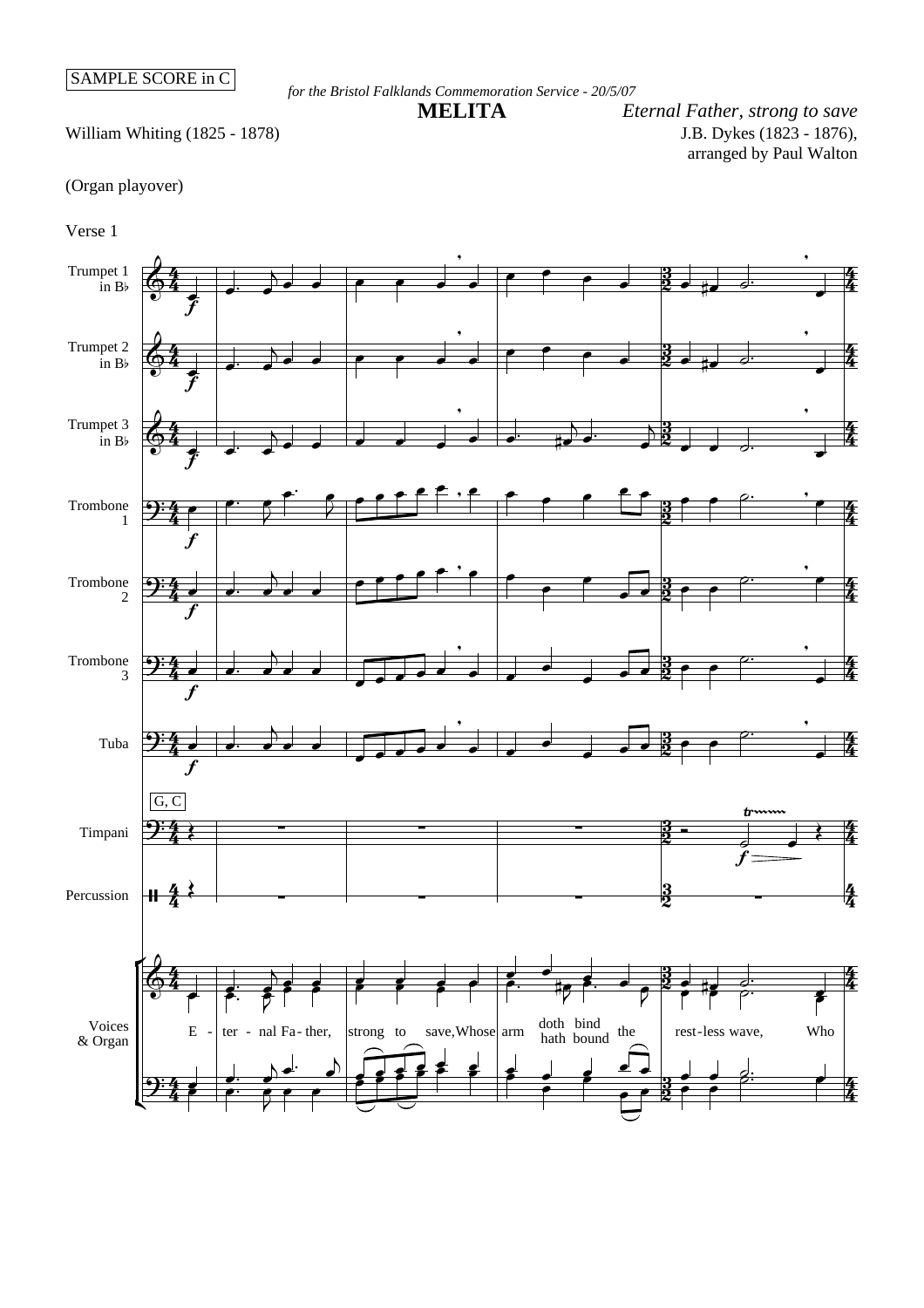SAMPLE SCORE in C

*for the Bristol Falklands Commemoration Service - 20/5/07*

# MELITA

*Eternal Father, strong to save*

William Whiting (1825 - 1878)

J.B. Dykes (1823 - 1876), arranged by Paul Walton

(Organ playover)

Verse 1

Trumpet 1 in B♭

Trumpet 2 in B♭

Trumpet 3 in B♭

Trombone 1

Trombone 2

Trombone 3

Tuba

Timpani (G, C)

Percussion

Voices & Organ

E - ter - nal Fa - ther, strong to save, Whose arm doth bind / hath bound the rest - less wave, Who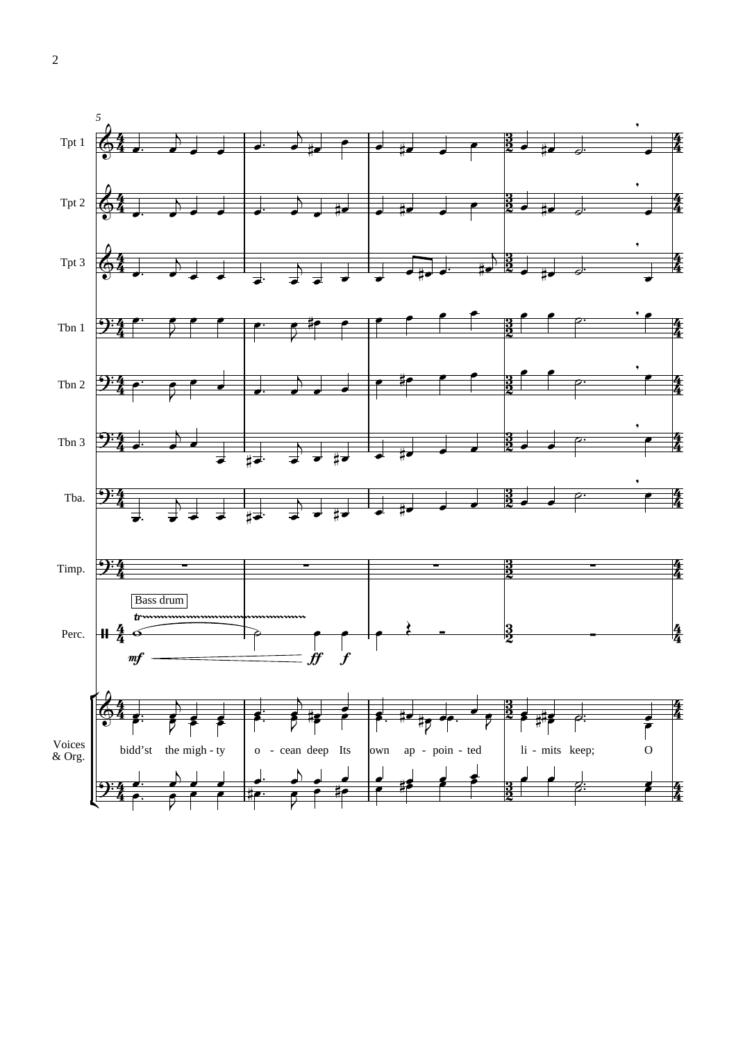5

Tpt 1

Tpt 2

Tpt 3

Tbn 1

Tbn 2

Tbn 3

Tba.

Timp.

Perc. — Bass drum — *mf* — *ff* — *f*

Voices & Org.

bidd'st the migh - ty o - cean deep Its own ap - poin - ted li - mits keep; O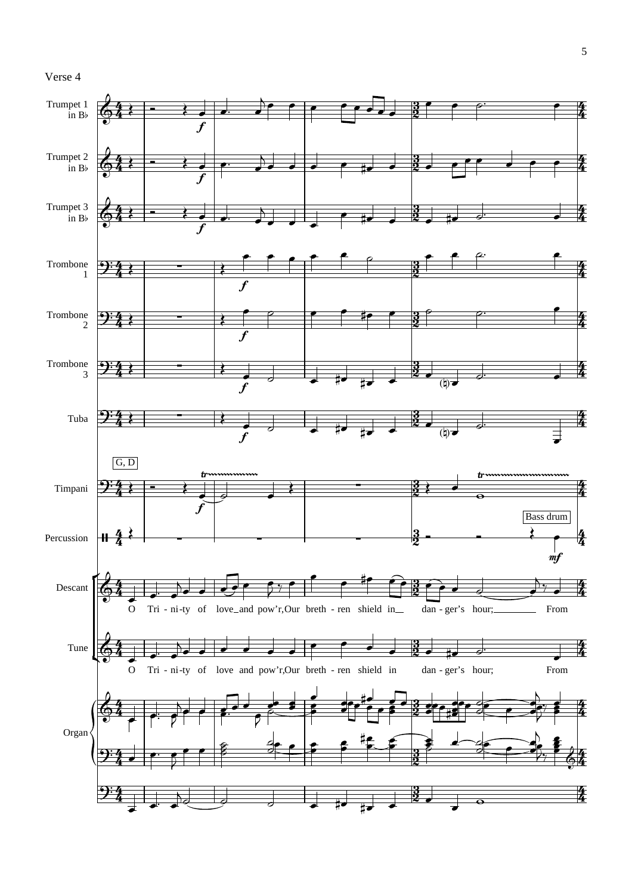Verse 4

Trumpet 1 in B♭

Trumpet 2 in B♭

Trumpet 3 in B♭

Trombone 1

Trombone 2

Trombone 3

Tuba

G, D

Timpani

Percussion

Bass drum

Descant

O Tri - ni-ty of love_and pow'r,Our breth - ren shield in__ dan - ger's hour;________ From

Tune

O Tri - ni-ty of love and pow'r,Our breth - ren shield in dan - ger's hour; From

Organ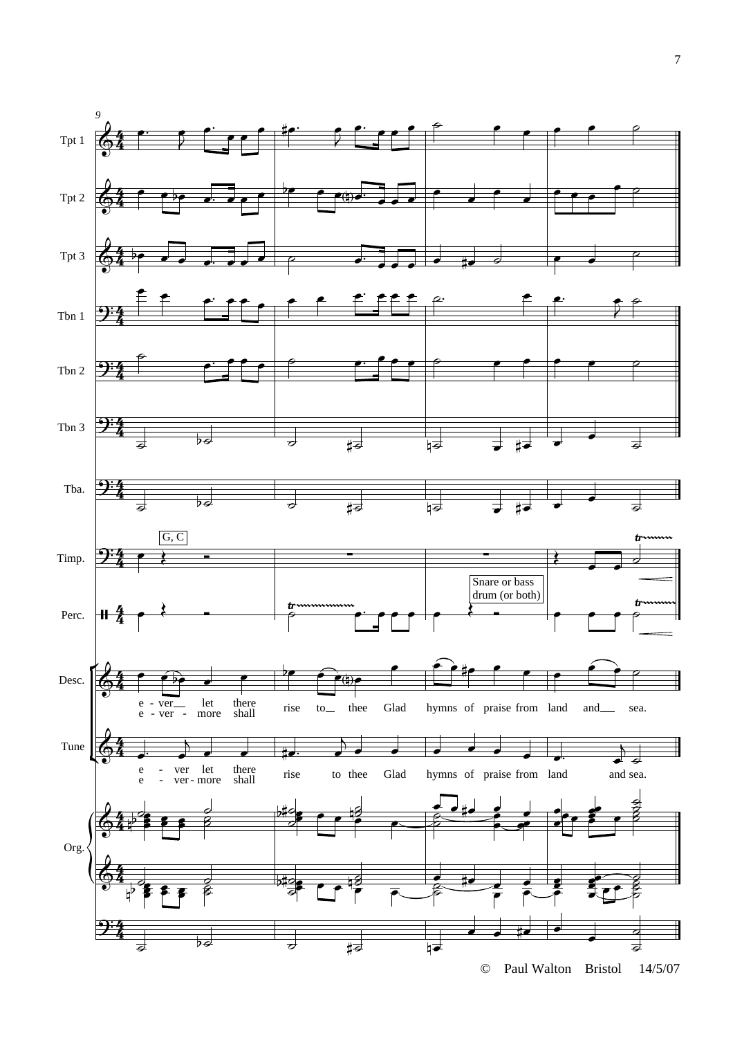9

Tpt 1

Tpt 2

Tpt 3

Tbn 1

Tbn 2

Tbn 3

Tba.

G, C

Timp.

Snare or bass drum (or both)

Perc.

Desc.

e - ver let there rise to thee Glad hymns of praise from land and sea.
e - ver - more shall

Tune

e - ver let there rise to thee Glad hymns of praise from land and sea.
e - ver - more shall

Org.

© Paul Walton Bristol 14/5/07